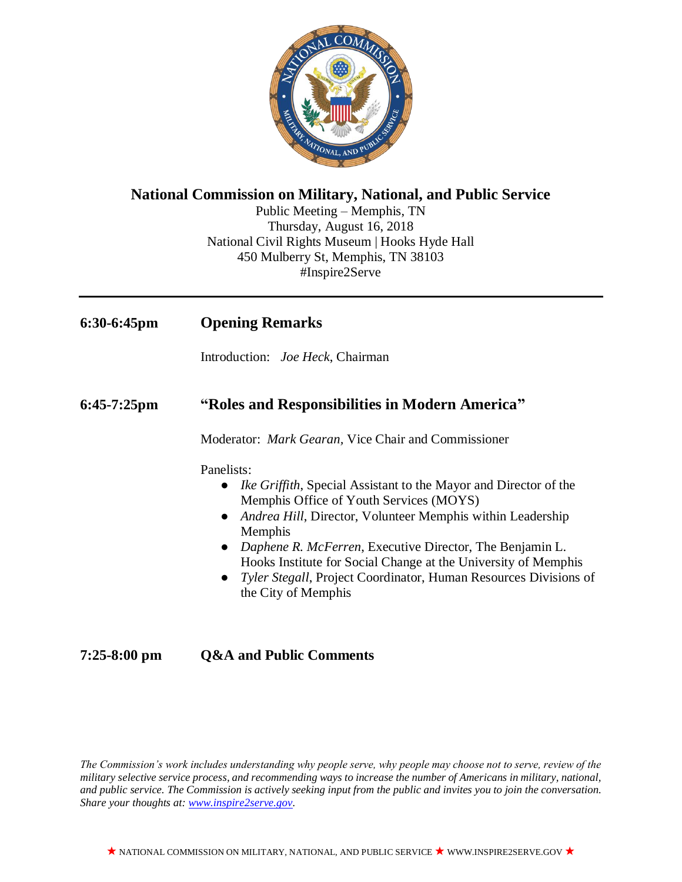# National Commission on Military, National, and Public Service

Public Meeting – Memphis, TN
Thursday, August 16, 2018
National Civil Rights Museum | Hooks Hyde Hall
450 Mulberry St, Memphis, TN 38103
#Inspire2Serve

---

**6:30-6:45pm** **Opening Remarks**

Introduction: *Joe Heck*, Chairman

**6:45-7:25pm** **"Roles and Responsibilities in Modern America"**

Moderator: *Mark Gearan*, Vice Chair and Commissioner

Panelists:

- *Ike Griffith*, Special Assistant to the Mayor and Director of the Memphis Office of Youth Services (MOYS)
- *Andrea Hill*, Director, Volunteer Memphis within Leadership Memphis
- *Daphene R. McFerren*, Executive Director, The Benjamin L. Hooks Institute for Social Change at the University of Memphis
- *Tyler Stegall*, Project Coordinator, Human Resources Divisions of the City of Memphis

**7:25-8:00 pm** **Q&A and Public Comments**

*The Commission's work includes understanding why people serve, why people may choose not to serve, review of the military selective service process, and recommending ways to increase the number of Americans in military, national, and public service. The Commission is actively seeking input from the public and invites you to join the conversation. Share your thoughts at: [www.inspire2serve.gov](http://www.inspire2serve.gov).*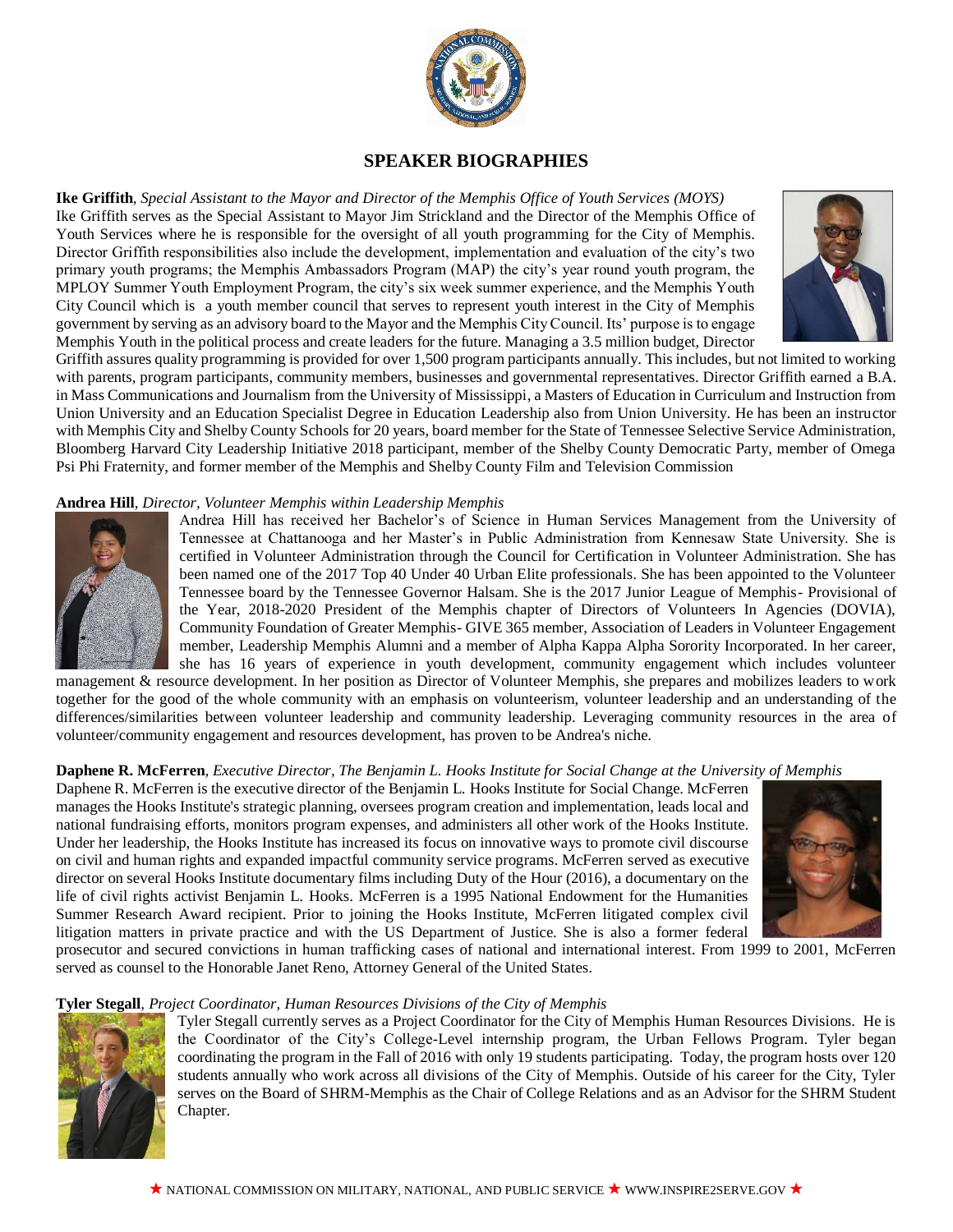# SPEAKER BIOGRAPHIES

**Ike Griffith**, *Special Assistant to the Mayor and Director of the Memphis Office of Youth Services (MOYS)*
Ike Griffith serves as the Special Assistant to Mayor Jim Strickland and the Director of the Memphis Office of Youth Services where he is responsible for the oversight of all youth programming for the City of Memphis. Director Griffith responsibilities also include the development, implementation and evaluation of the city's two primary youth programs; the Memphis Ambassadors Program (MAP) the city's year round youth program, the MPLOY Summer Youth Employment Program, the city's six week summer experience, and the Memphis Youth City Council which is a youth member council that serves to represent youth interest in the City of Memphis government by serving as an advisory board to the Mayor and the Memphis City Council. Its' purpose is to engage Memphis Youth in the political process and create leaders for the future. Managing a 3.5 million budget, Director Griffith assures quality programming is provided for over 1,500 program participants annually. This includes, but not limited to working with parents, program participants, community members, businesses and governmental representatives. Director Griffith earned a B.A. in Mass Communications and Journalism from the University of Mississippi, a Masters of Education in Curriculum and Instruction from Union University and an Education Specialist Degree in Education Leadership also from Union University. He has been an instructor with Memphis City and Shelby County Schools for 20 years, board member for the State of Tennessee Selective Service Administration, Bloomberg Harvard City Leadership Initiative 2018 participant, member of the Shelby County Democratic Party, member of Omega Psi Phi Fraternity, and former member of the Memphis and Shelby County Film and Television Commission

**Andrea Hill**, *Director, Volunteer Memphis within Leadership Memphis*
Andrea Hill has received her Bachelor's of Science in Human Services Management from the University of Tennessee at Chattanooga and her Master's in Public Administration from Kennesaw State University. She is certified in Volunteer Administration through the Council for Certification in Volunteer Administration. She has been named one of the 2017 Top 40 Under 40 Urban Elite professionals. She has been appointed to the Volunteer Tennessee board by the Tennessee Governor Halsam. She is the 2017 Junior League of Memphis- Provisional of the Year, 2018-2020 President of the Memphis chapter of Directors of Volunteers In Agencies (DOVIA), Community Foundation of Greater Memphis- GIVE 365 member, Association of Leaders in Volunteer Engagement member, Leadership Memphis Alumni and a member of Alpha Kappa Alpha Sorority Incorporated. In her career, she has 16 years of experience in youth development, community engagement which includes volunteer management & resource development. In her position as Director of Volunteer Memphis, she prepares and mobilizes leaders to work together for the good of the whole community with an emphasis on volunteerism, volunteer leadership and an understanding of the differences/similarities between volunteer leadership and community leadership. Leveraging community resources in the area of volunteer/community engagement and resources development, has proven to be Andrea's niche.

**Daphene R. McFerren**, *Executive Director, The Benjamin L. Hooks Institute for Social Change at the University of Memphis*
Daphene R. McFerren is the executive director of the Benjamin L. Hooks Institute for Social Change. McFerren manages the Hooks Institute's strategic planning, oversees program creation and implementation, leads local and national fundraising efforts, monitors program expenses, and administers all other work of the Hooks Institute. Under her leadership, the Hooks Institute has increased its focus on innovative ways to promote civil discourse on civil and human rights and expanded impactful community service programs. McFerren served as executive director on several Hooks Institute documentary films including Duty of the Hour (2016), a documentary on the life of civil rights activist Benjamin L. Hooks. McFerren is a 1995 National Endowment for the Humanities Summer Research Award recipient. Prior to joining the Hooks Institute, McFerren litigated complex civil litigation matters in private practice and with the US Department of Justice. She is also a former federal prosecutor and secured convictions in human trafficking cases of national and international interest. From 1999 to 2001, McFerren served as counsel to the Honorable Janet Reno, Attorney General of the United States.

**Tyler Stegall**, *Project Coordinator, Human Resources Divisions of the City of Memphis*
Tyler Stegall currently serves as a Project Coordinator for the City of Memphis Human Resources Divisions. He is the Coordinator of the City's College-Level internship program, the Urban Fellows Program. Tyler began coordinating the program in the Fall of 2016 with only 19 students participating. Today, the program hosts over 120 students annually who work across all divisions of the City of Memphis. Outside of his career for the City, Tyler serves on the Board of SHRM-Memphis as the Chair of College Relations and as an Advisor for the SHRM Student Chapter.